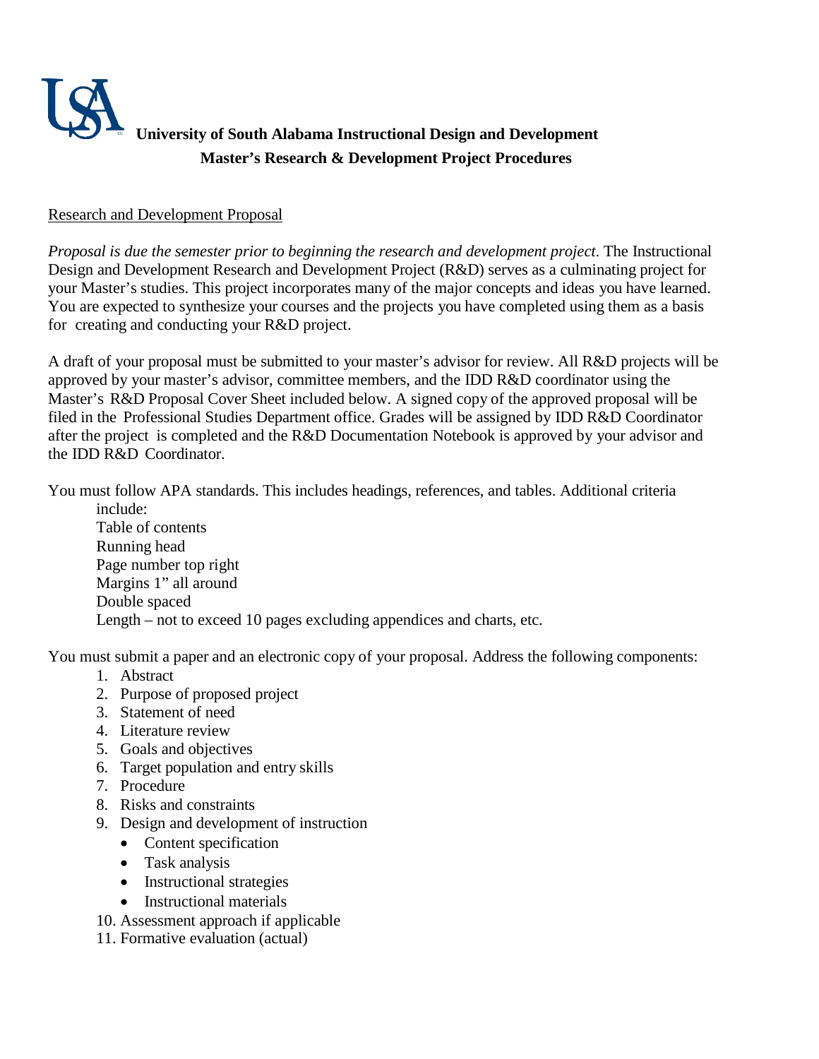# University of South Alabama Instructional Design and Development
## Master's Research & Development Project Procedures

<u>Research and Development Proposal</u>

*Proposal is due the semester prior to beginning the research and development project.* The Instructional Design and Development Research and Development Project (R&D) serves as a culminating project for your Master's studies. This project incorporates many of the major concepts and ideas you have learned. You are expected to synthesize your courses and the projects you have completed using them as a basis for creating and conducting your R&D project.

A draft of your proposal must be submitted to your master's advisor for review. All R&D projects will be approved by your master's advisor, committee members, and the IDD R&D coordinator using the Master's R&D Proposal Cover Sheet included below. A signed copy of the approved proposal will be filed in the Professional Studies Department office. Grades will be assigned by IDD R&D Coordinator after the project is completed and the R&D Documentation Notebook is approved by your advisor and the IDD R&D Coordinator.

You must follow APA standards. This includes headings, references, and tables. Additional criteria include:

Table of contents
Running head
Page number top right
Margins 1" all around
Double spaced
Length – not to exceed 10 pages excluding appendices and charts, etc.

You must submit a paper and an electronic copy of your proposal. Address the following components:

1. Abstract
2. Purpose of proposed project
3. Statement of need
4. Literature review
5. Goals and objectives
6. Target population and entry skills
7. Procedure
8. Risks and constraints
9. Design and development of instruction
   - Content specification
   - Task analysis
   - Instructional strategies
   - Instructional materials
10. Assessment approach if applicable
11. Formative evaluation (actual)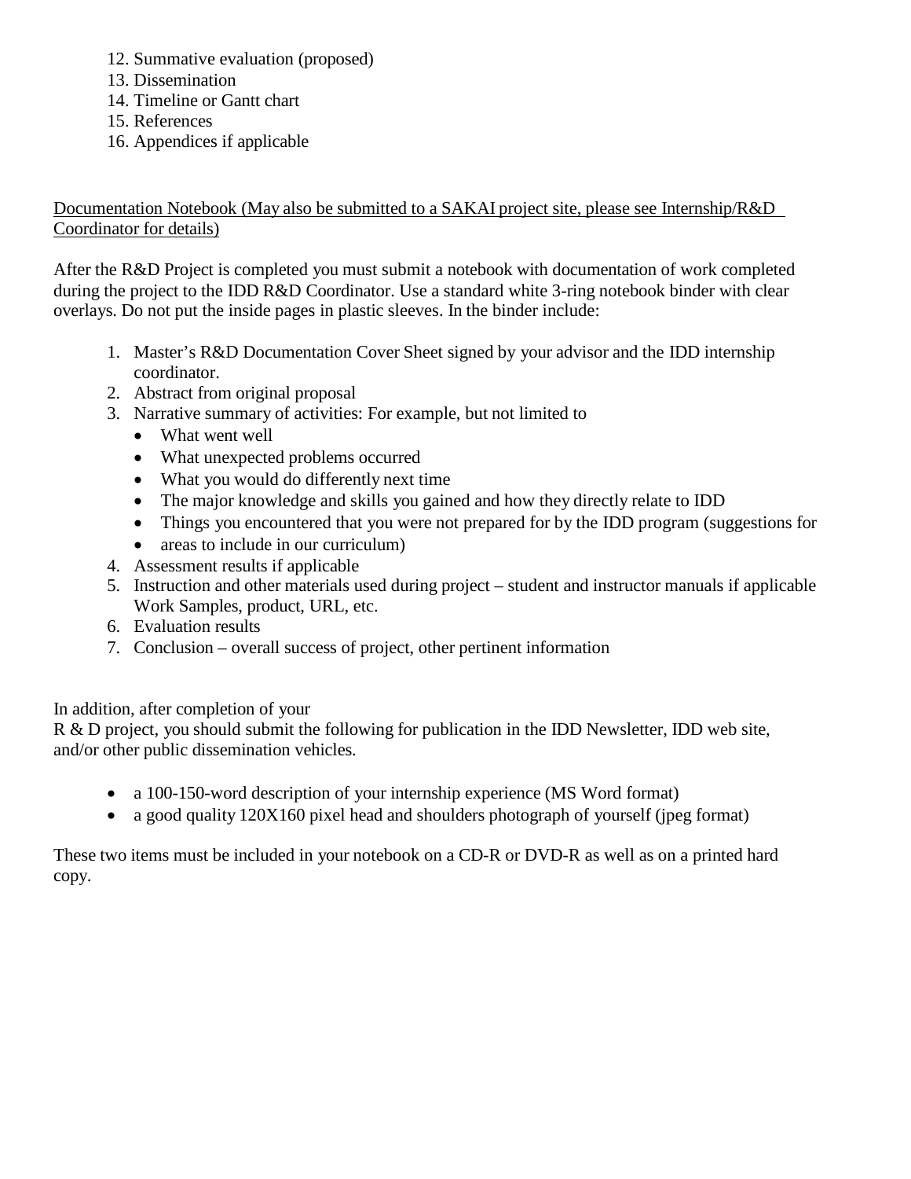12. Summative evaluation (proposed)
13. Dissemination
14. Timeline or Gantt chart
15. References
16. Appendices if applicable

<u>Documentation Notebook (May also be submitted to a SAKAI project site, please see Internship/R&D Coordinator for details)</u>

After the R&D Project is completed you must submit a notebook with documentation of work completed during the project to the IDD R&D Coordinator. Use a standard white 3-ring notebook binder with clear overlays. Do not put the inside pages in plastic sleeves. In the binder include:

1. Master's R&D Documentation Cover Sheet signed by your advisor and the IDD internship coordinator.
2. Abstract from original proposal
3. Narrative summary of activities: For example, but not limited to
   - What went well
   - What unexpected problems occurred
   - What you would do differently next time
   - The major knowledge and skills you gained and how they directly relate to IDD
   - Things you encountered that you were not prepared for by the IDD program (suggestions for
   - areas to include in our curriculum)
4. Assessment results if applicable
5. Instruction and other materials used during project – student and instructor manuals if applicable Work Samples, product, URL, etc.
6. Evaluation results
7. Conclusion – overall success of project, other pertinent information

In addition, after completion of your
R & D project, you should submit the following for publication in the IDD Newsletter, IDD web site, and/or other public dissemination vehicles.

- a 100-150-word description of your internship experience (MS Word format)
- a good quality 120X160 pixel head and shoulders photograph of yourself (jpeg format)

These two items must be included in your notebook on a CD-R or DVD-R as well as on a printed hard copy.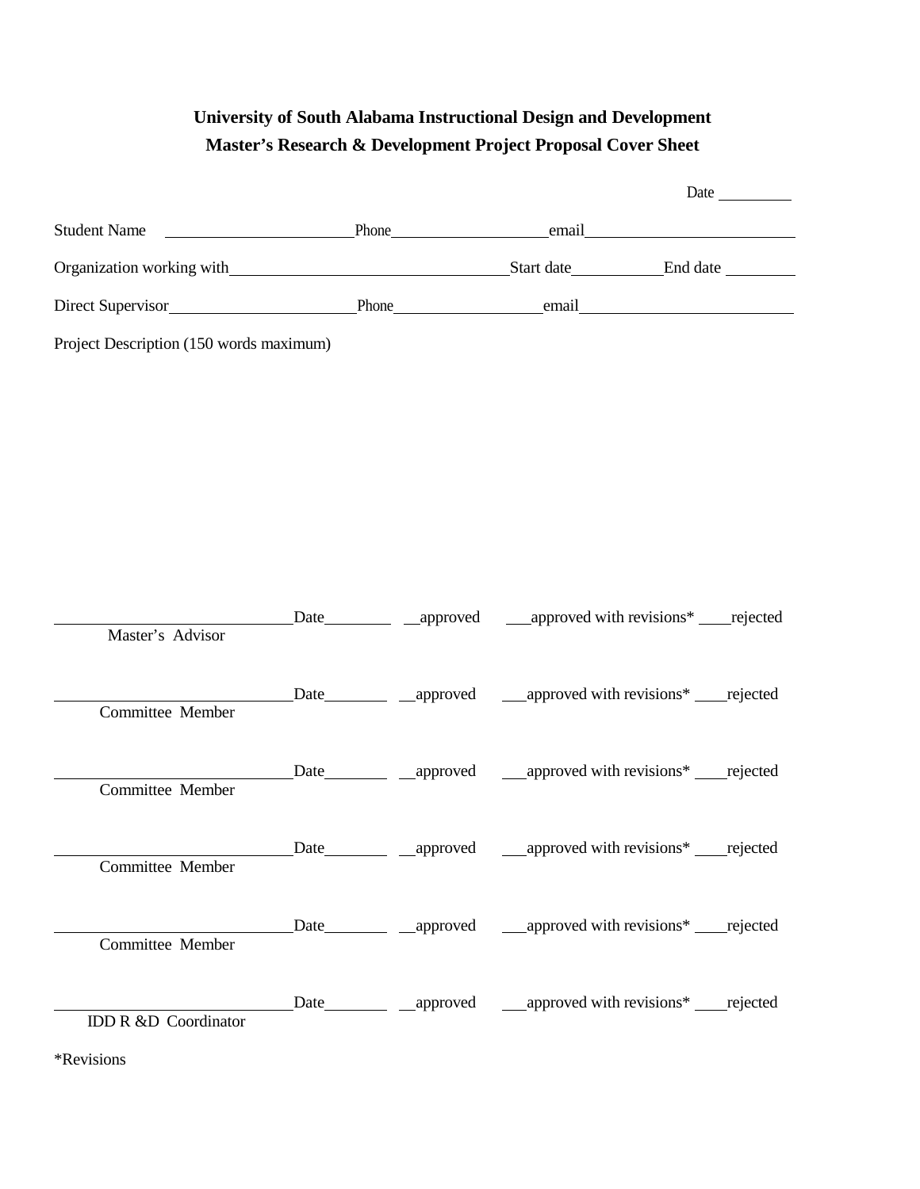**University of South Alabama Instructional Design and Development**
**Master's Research & Development Project Proposal Cover Sheet**

Date _________

Student Name ______________________ Phone ___________________ email _________________________

Organization working with _________________________________ Start date ___________ End date _________

Direct Supervisor ______________________ Phone ___________________ email _________________________

Project Description (150 words maximum)

\_____________________________ Date ________ __approved ___approved with revisions* ____rejected
Master's Advisor

\_____________________________ Date ________ __approved ___approved with revisions* ____rejected
Committee Member

\_____________________________ Date ________ __approved ___approved with revisions* ____rejected
Committee Member

\_____________________________ Date ________ __approved ___approved with revisions* ____rejected
Committee Member

\_____________________________ Date ________ __approved ___approved with revisions* ____rejected
Committee Member

\_____________________________ Date ________ __approved ___approved with revisions* ____rejected
IDD R &D Coordinator

*Revisions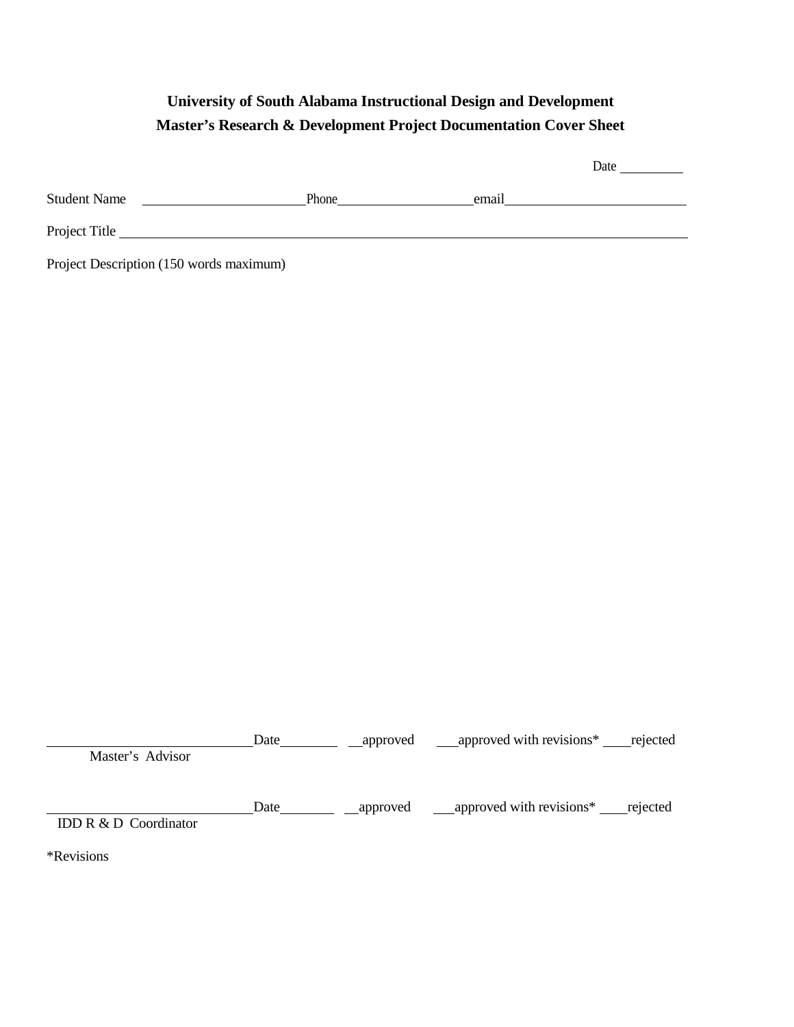**University of South Alabama Instructional Design and Development**

**Master's Research & Development Project Documentation Cover Sheet**

Date \_\_\_\_\_\_\_\_\_

Student Name \_\_\_\_\_\_\_\_\_\_\_\_\_\_\_\_\_\_\_\_\_\_\_\_ Phone \_\_\_\_\_\_\_\_\_\_\_\_\_\_\_\_\_\_\_\_ email \_\_\_\_\_\_\_\_\_\_\_\_\_\_\_\_\_\_\_\_\_\_\_\_\_\_\_

Project Title \_\_\_\_\_\_\_\_\_\_\_\_\_\_\_\_\_\_\_\_\_\_\_\_\_\_\_\_\_\_\_\_\_\_\_\_\_\_\_\_\_\_\_\_\_\_\_\_\_\_\_\_\_\_\_\_\_\_\_\_\_\_\_\_\_\_\_\_\_\_\_\_\_\_\_\_\_\_\_

Project Description (150 words maximum)

\_\_\_\_\_\_\_\_\_\_\_\_\_\_\_\_\_\_\_\_\_\_\_\_\_\_\_\_\_\_ Date \_\_\_\_\_\_\_\_ \_\_approved \_\_\_approved with revisions* \_\_\_\_rejected

Master's Advisor

\_\_\_\_\_\_\_\_\_\_\_\_\_\_\_\_\_\_\_\_\_\_\_\_\_\_\_\_\_\_ Date \_\_\_\_\_\_\_\_ \_\_approved \_\_\_approved with revisions* \_\_\_\_rejected

IDD R & D Coordinator

*Revisions